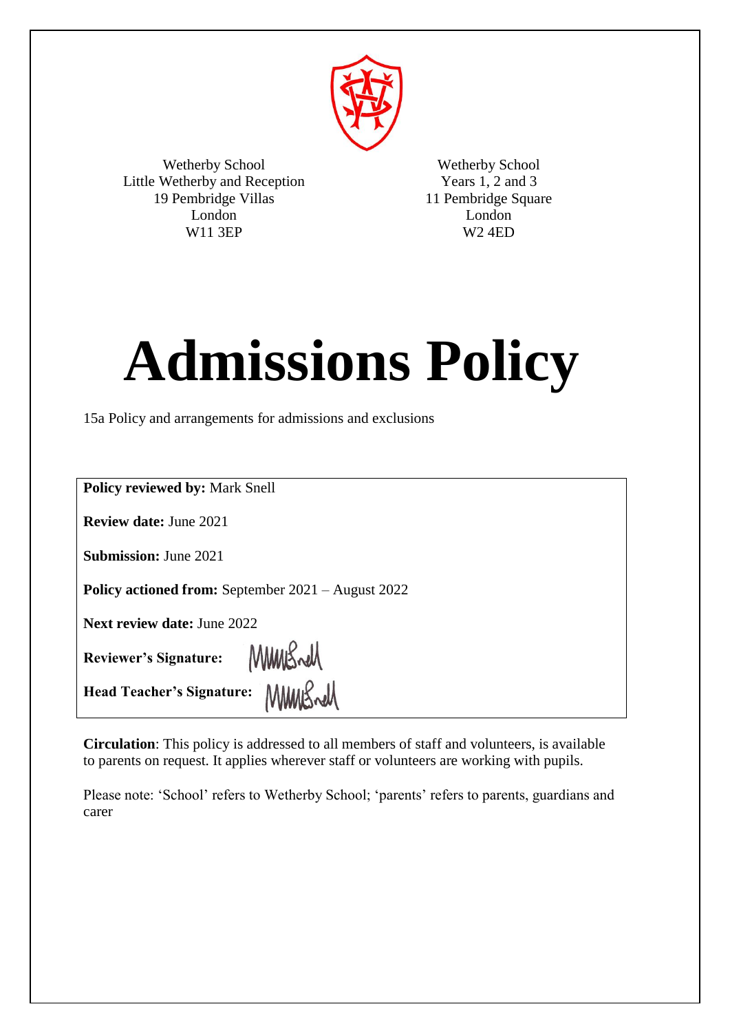Wetherby School
Little Wetherby and Reception
19 Pembridge Villas
London
W11 3EP

Wetherby School
Years 1, 2 and 3
11 Pembridge Square
London
W2 4ED

# Admissions Policy

15a Policy and arrangements for admissions and exclusions

**Policy reviewed by:** Mark Snell

**Review date:** June 2021

**Submission:** June 2021

**Policy actioned from:** September 2021 – August 2022

**Next review date:** June 2022

**Reviewer's Signature:**

**Head Teacher's Signature:**

**Circulation**: This policy is addressed to all members of staff and volunteers, is available to parents on request. It applies wherever staff or volunteers are working with pupils.

Please note: 'School' refers to Wetherby School; 'parents' refers to parents, guardians and carer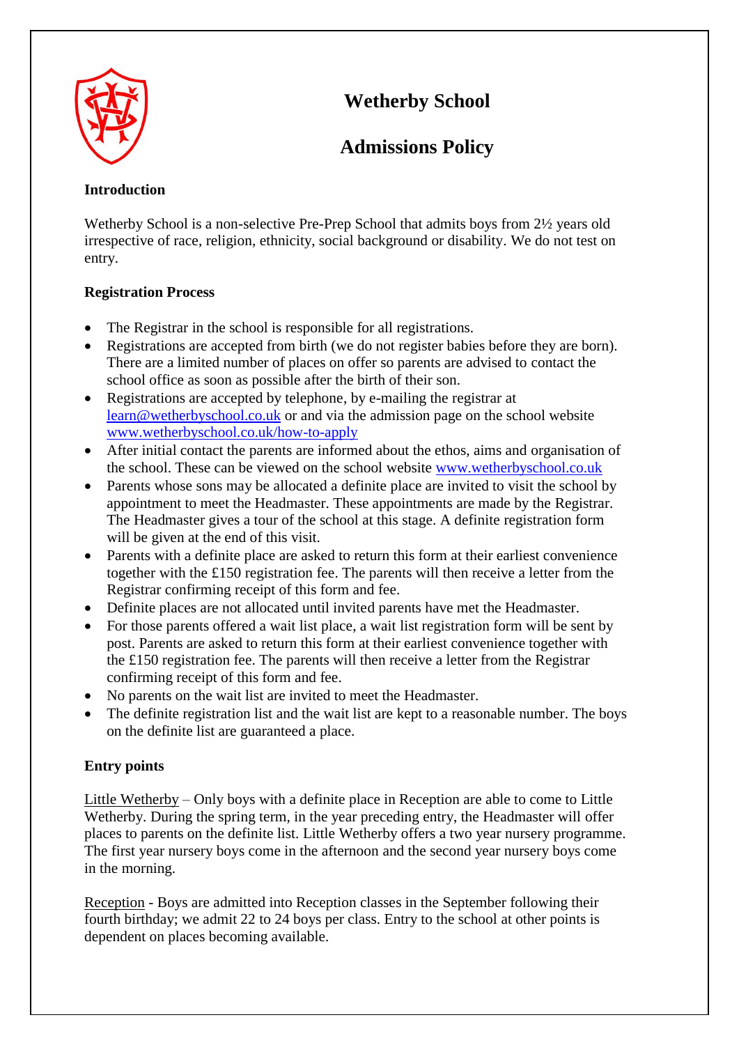# Wetherby School

## Admissions Policy

**Introduction**

Wetherby School is a non-selective Pre-Prep School that admits boys from 2½ years old irrespective of race, religion, ethnicity, social background or disability. We do not test on entry.

**Registration Process**

- The Registrar in the school is responsible for all registrations.
- Registrations are accepted from birth (we do not register babies before they are born). There are a limited number of places on offer so parents are advised to contact the school office as soon as possible after the birth of their son.
- Registrations are accepted by telephone, by e-mailing the registrar at learn@wetherbyschool.co.uk or and via the admission page on the school website www.wetherbyschool.co.uk/how-to-apply
- After initial contact the parents are informed about the ethos, aims and organisation of the school. These can be viewed on the school website www.wetherbyschool.co.uk
- Parents whose sons may be allocated a definite place are invited to visit the school by appointment to meet the Headmaster. These appointments are made by the Registrar. The Headmaster gives a tour of the school at this stage. A definite registration form will be given at the end of this visit.
- Parents with a definite place are asked to return this form at their earliest convenience together with the £150 registration fee. The parents will then receive a letter from the Registrar confirming receipt of this form and fee.
- Definite places are not allocated until invited parents have met the Headmaster.
- For those parents offered a wait list place, a wait list registration form will be sent by post. Parents are asked to return this form at their earliest convenience together with the £150 registration fee. The parents will then receive a letter from the Registrar confirming receipt of this form and fee.
- No parents on the wait list are invited to meet the Headmaster.
- The definite registration list and the wait list are kept to a reasonable number. The boys on the definite list are guaranteed a place.

**Entry points**

Little Wetherby – Only boys with a definite place in Reception are able to come to Little Wetherby. During the spring term, in the year preceding entry, the Headmaster will offer places to parents on the definite list. Little Wetherby offers a two year nursery programme. The first year nursery boys come in the afternoon and the second year nursery boys come in the morning.

Reception - Boys are admitted into Reception classes in the September following their fourth birthday; we admit 22 to 24 boys per class. Entry to the school at other points is dependent on places becoming available.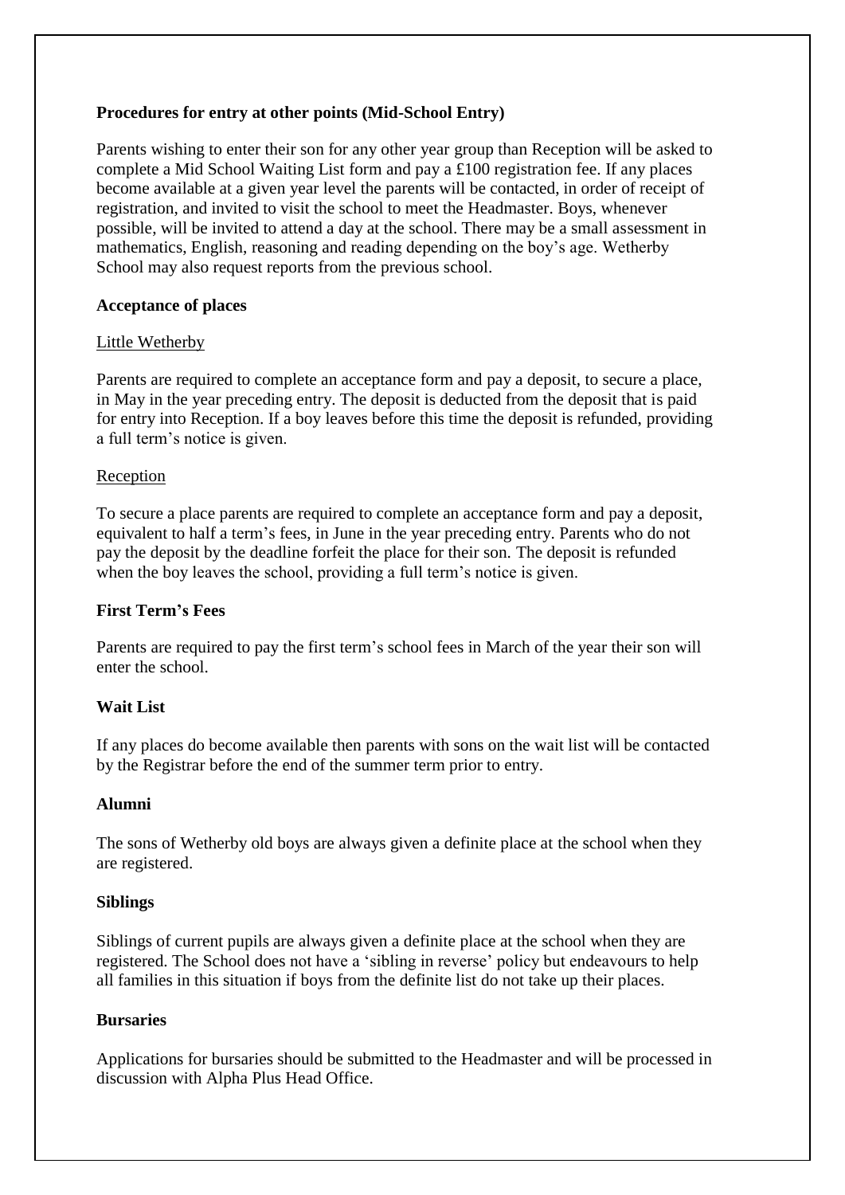**Procedures for entry at other points (Mid-School Entry)**

Parents wishing to enter their son for any other year group than Reception will be asked to complete a Mid School Waiting List form and pay a £100 registration fee. If any places become available at a given year level the parents will be contacted, in order of receipt of registration, and invited to visit the school to meet the Headmaster. Boys, whenever possible, will be invited to attend a day at the school. There may be a small assessment in mathematics, English, reasoning and reading depending on the boy's age. Wetherby School may also request reports from the previous school.

**Acceptance of places**

Little Wetherby

Parents are required to complete an acceptance form and pay a deposit, to secure a place, in May in the year preceding entry. The deposit is deducted from the deposit that is paid for entry into Reception. If a boy leaves before this time the deposit is refunded, providing a full term's notice is given.

Reception

To secure a place parents are required to complete an acceptance form and pay a deposit, equivalent to half a term's fees, in June in the year preceding entry. Parents who do not pay the deposit by the deadline forfeit the place for their son. The deposit is refunded when the boy leaves the school, providing a full term's notice is given.

**First Term's Fees**

Parents are required to pay the first term's school fees in March of the year their son will enter the school.

**Wait List**

If any places do become available then parents with sons on the wait list will be contacted by the Registrar before the end of the summer term prior to entry.

**Alumni**

The sons of Wetherby old boys are always given a definite place at the school when they are registered.

**Siblings**

Siblings of current pupils are always given a definite place at the school when they are registered. The School does not have a 'sibling in reverse' policy but endeavours to help all families in this situation if boys from the definite list do not take up their places.

**Bursaries**

Applications for bursaries should be submitted to the Headmaster and will be processed in discussion with Alpha Plus Head Office.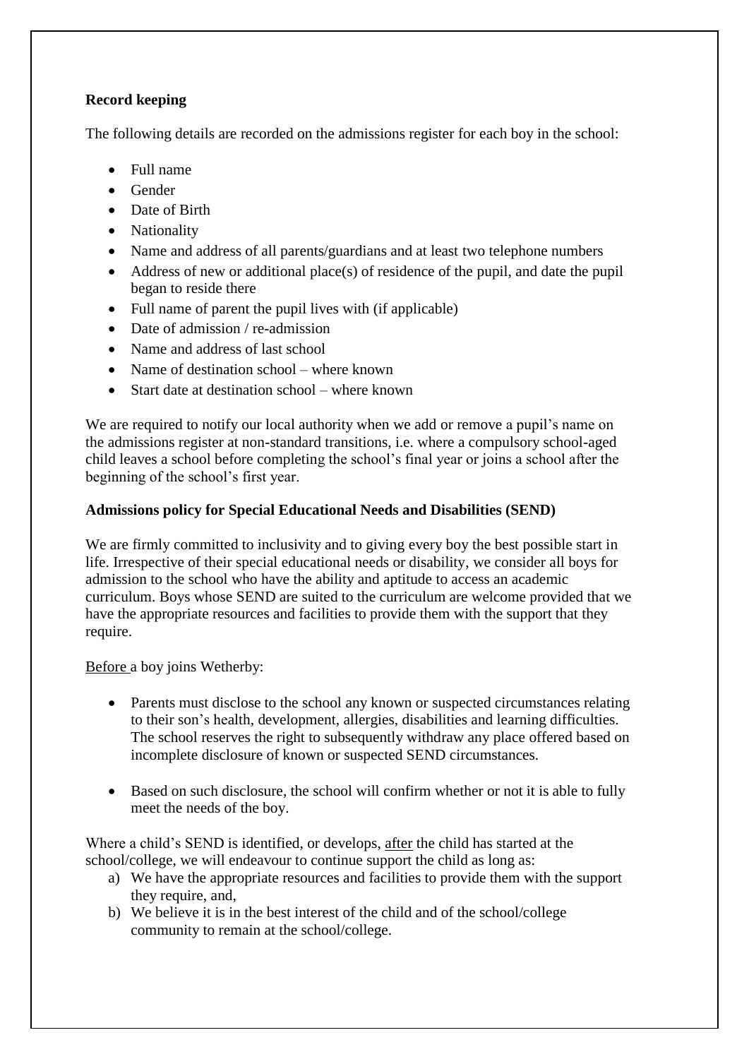**Record keeping**

The following details are recorded on the admissions register for each boy in the school:

- Full name
- Gender
- Date of Birth
- Nationality
- Name and address of all parents/guardians and at least two telephone numbers
- Address of new or additional place(s) of residence of the pupil, and date the pupil began to reside there
- Full name of parent the pupil lives with (if applicable)
- Date of admission / re-admission
- Name and address of last school
- Name of destination school – where known
- Start date at destination school – where known

We are required to notify our local authority when we add or remove a pupil's name on the admissions register at non-standard transitions, i.e. where a compulsory school-aged child leaves a school before completing the school's final year or joins a school after the beginning of the school's first year.

**Admissions policy for Special Educational Needs and Disabilities (SEND)**

We are firmly committed to inclusivity and to giving every boy the best possible start in life. Irrespective of their special educational needs or disability, we consider all boys for admission to the school who have the ability and aptitude to access an academic curriculum. Boys whose SEND are suited to the curriculum are welcome provided that we have the appropriate resources and facilities to provide them with the support that they require.

<u>Before</u> a boy joins Wetherby:

- Parents must disclose to the school any known or suspected circumstances relating to their son's health, development, allergies, disabilities and learning difficulties. The school reserves the right to subsequently withdraw any place offered based on incomplete disclosure of known or suspected SEND circumstances.

- Based on such disclosure, the school will confirm whether or not it is able to fully meet the needs of the boy.

Where a child's SEND is identified, or develops, <u>after</u> the child has started at the school/college, we will endeavour to continue support the child as long as:

a) We have the appropriate resources and facilities to provide them with the support they require, and,
b) We believe it is in the best interest of the child and of the school/college community to remain at the school/college.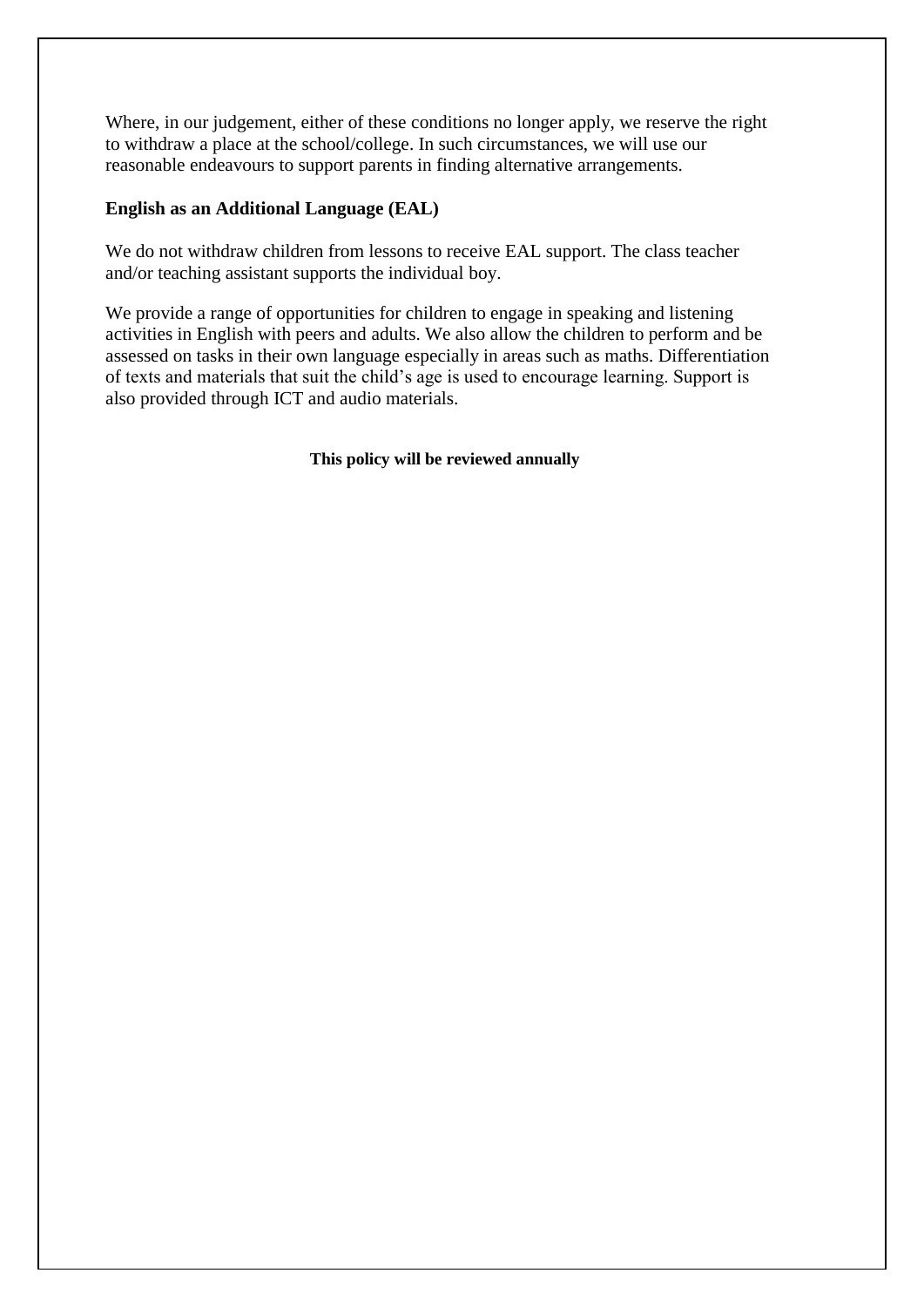Where, in our judgement, either of these conditions no longer apply, we reserve the right to withdraw a place at the school/college. In such circumstances, we will use our reasonable endeavours to support parents in finding alternative arrangements.

**English as an Additional Language (EAL)**

We do not withdraw children from lessons to receive EAL support. The class teacher and/or teaching assistant supports the individual boy.

We provide a range of opportunities for children to engage in speaking and listening activities in English with peers and adults. We also allow the children to perform and be assessed on tasks in their own language especially in areas such as maths. Differentiation of texts and materials that suit the child's age is used to encourage learning. Support is also provided through ICT and audio materials.

**This policy will be reviewed annually**